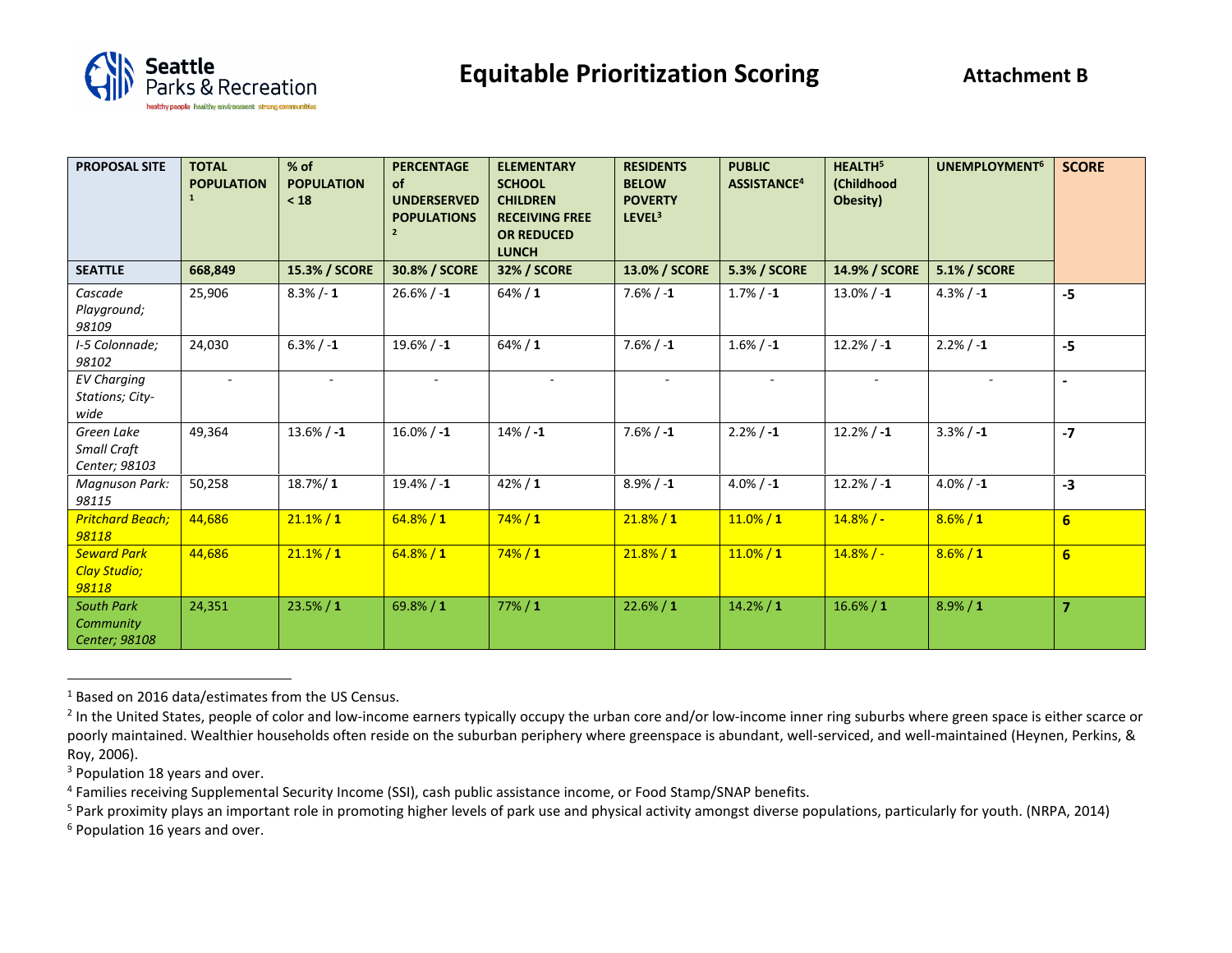Seattle Parks & Recreation
healthy people healthy environment strong communities

# Equitable Prioritization Scoring

**Attachment B**

| **PROPOSAL SITE** | **TOTAL POPULATION** [1] | **% of POPULATION < 18** | **PERCENTAGE of UNDERSERVED POPULATIONS** [2] | **ELEMENTARY SCHOOL CHILDREN RECEIVING FREE OR REDUCED LUNCH** | **RESIDENTS BELOW POVERTY LEVEL**[3] | **PUBLIC ASSISTANCE**[4] | **HEALTH**[5] **(Childhood Obesity)** | **UNEMPLOYMENT**[6] | **SCORE** |
|---|---|---|---|---|---|---|---|---|---|
| **SEATTLE** | **668,849** | **15.3% / SCORE** | **30.8% / SCORE** | **32% / SCORE** | **13.0% / SCORE** | **5.3% / SCORE** | **14.9% / SCORE** | **5.1% / SCORE** | |
| *Cascade Playground; 98109* | 25,906 | 8.3% /- **1** | 26.6% / -**1** | 64% / **1** | 7.6% / -**1** | 1.7% / -**1** | 13.0% / -**1** | 4.3% / -**1** | **-5** |
| *I-5 Colonnade; 98102* | 24,030 | 6.3% / -**1** | 19.6% / -**1** | 64% / **1** | 7.6% / -**1** | 1.6% / -**1** | 12.2% / -**1** | 2.2% / -**1** | **-5** |
| *EV Charging Stations; City-wide* | - | - | - | - | - | - | - | - | **-** |
| *Green Lake Small Craft Center; 98103* | 49,364 | 13.6% / -**1** | 16.0% / -**1** | 14% / -**1** | 7.6% / -**1** | 2.2% / -**1** | 12.2% / -**1** | 3.3% / -**1** | **-7** |
| *Magnuson Park: 98115* | 50,258 | 18.7%/ **1** | 19.4% / -**1** | 42% / **1** | 8.9% / -**1** | 4.0% / -**1** | 12.2% / -**1** | 4.0% / -**1** | **-3** |
| *Pritchard Beach; 98118* | 44,686 | 21.1% / **1** | 64.8% / **1** | 74% / **1** | 21.8% / **1** | 11.0% / **1** | 14.8% / - | 8.6% / **1** | **6** |
| *Seward Park Clay Studio; 98118* | 44,686 | 21.1% / **1** | 64.8% / **1** | 74% / **1** | 21.8% / **1** | 11.0% / **1** | 14.8% / - | 8.6% / **1** | **6** |
| *South Park Community Center; 98108* | 24,351 | 23.5% / **1** | 69.8% / **1** | 77% / **1** | 22.6% / **1** | 14.2% / **1** | 16.6% / **1** | 8.9% / **1** | **7** |

[1] Based on 2016 data/estimates from the US Census.

[2] In the United States, people of color and low-income earners typically occupy the urban core and/or low-income inner ring suburbs where green space is either scarce or poorly maintained. Wealthier households often reside on the suburban periphery where greenspace is abundant, well-serviced, and well-maintained (Heynen, Perkins, & Roy, 2006).

[3] Population 18 years and over.

[4] Families receiving Supplemental Security Income (SSI), cash public assistance income, or Food Stamp/SNAP benefits.

[5] Park proximity plays an important role in promoting higher levels of park use and physical activity amongst diverse populations, particularly for youth. (NRPA, 2014)

[6] Population 16 years and over.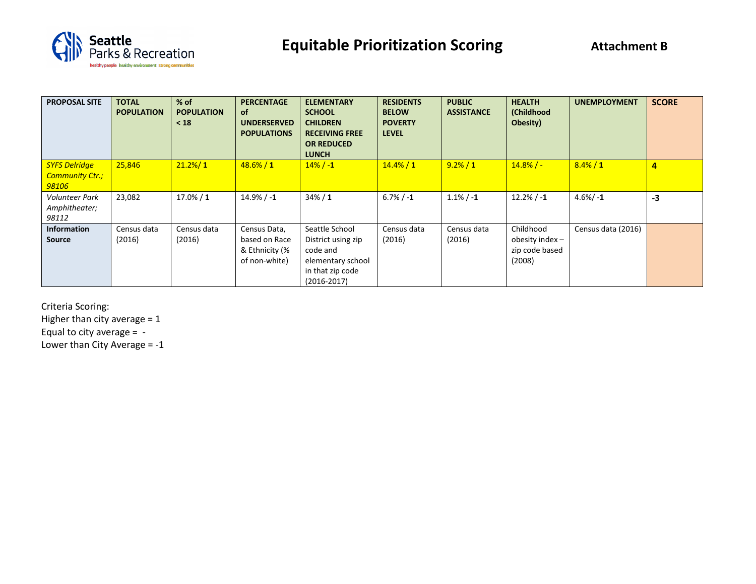# Equitable Prioritization Scoring

**Attachment B**

| PROPOSAL SITE | TOTAL POPULATION | % of POPULATION < 18 | PERCENTAGE of UNDERSERVED POPULATIONS | ELEMENTARY SCHOOL CHILDREN RECEIVING FREE OR REDUCED LUNCH | RESIDENTS BELOW POVERTY LEVEL | PUBLIC ASSISTANCE | HEALTH (Childhood Obesity) | UNEMPLOYMENT | SCORE |
|---|---|---|---|---|---|---|---|---|---|
| *SYFS Delridge Community Ctr.; 98106* | 25,846 | 21.2%/ **1** | 48.6% / **1** | 14% / **-1** | 14.4% / **1** | 9.2% / **1** | 14.8% / - | 8.4% / **1** | **4** |
| *Volunteer Park Amphitheater; 98112* | 23,082 | 17.0% / **1** | 14.9% / **-1** | 34% / **1** | 6.7% / **-1** | 1.1% / **-1** | 12.2% / **-1** | 4.6%/ **-1** | **-3** |
| **Information Source** | Census data (2016) | Census data (2016) | Census Data, based on Race & Ethnicity (% of non-white) | Seattle School District using zip code and elementary school in that zip code (2016-2017) | Census data (2016) | Census data (2016) | Childhood obesity index – zip code based (2008) | Census data (2016) | |

Criteria Scoring:
Higher than city average = 1
Equal to city average = -
Lower than City Average = -1